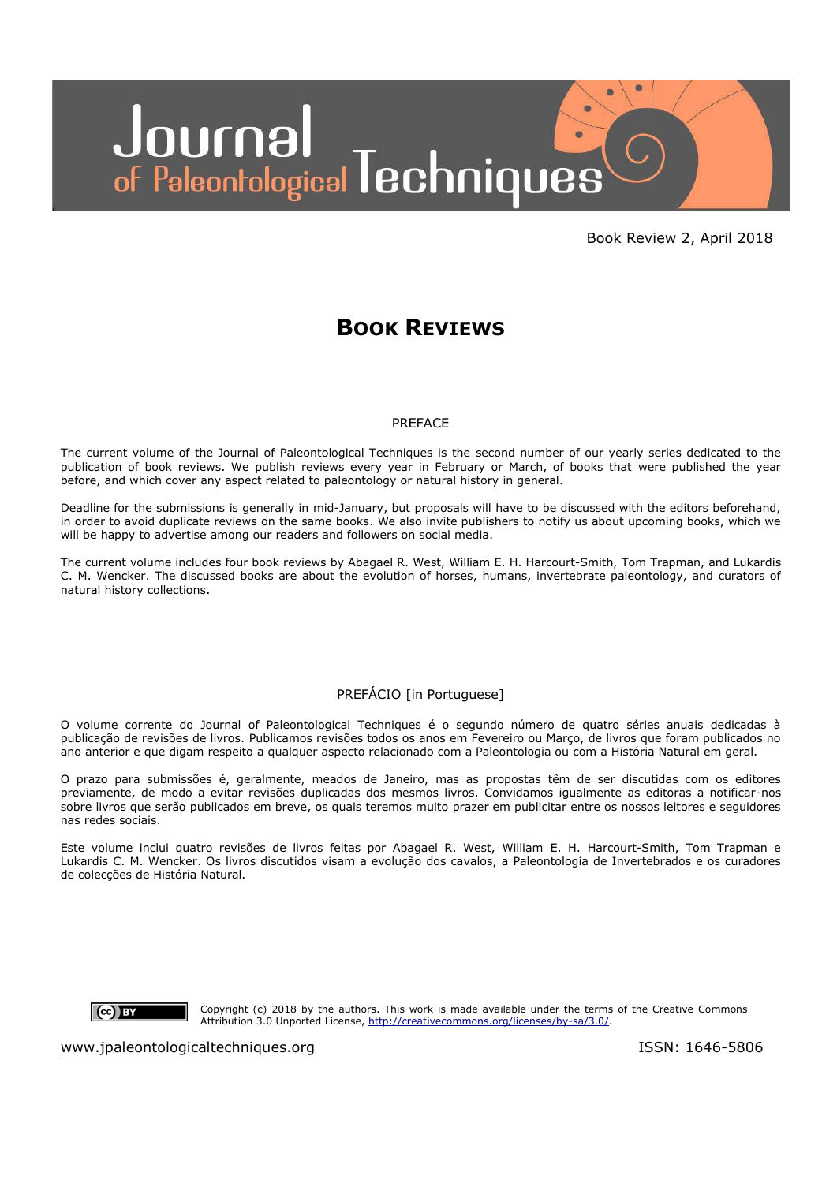# Journal of Paleontological Techniques

Book Review 2, April 2018

## BOOK REVIEWS

### PREFACE

The current volume of the Journal of Paleontological Techniques is the second number of our yearly series dedicated to the publication of book reviews. We publish reviews every year in February or March, of books that were published the year before, and which cover any aspect related to paleontology or natural history in general.

Deadline for the submissions is generally in mid-January, but proposals will have to be discussed with the editors beforehand, in order to avoid duplicate reviews on the same books. We also invite publishers to notify us about upcoming books, which we will be happy to advertise among our readers and followers on social media.

The current volume includes four book reviews by Abagael R. West, William E. H. Harcourt-Smith, Tom Trapman, and Lukardis C. M. Wencker. The discussed books are about the evolution of horses, humans, invertebrate paleontology, and curators of natural history collections.

### PREFÁCIO [in Portuguese]

O volume corrente do Journal of Paleontological Techniques é o segundo número de quatro séries anuais dedicadas à publicação de revisões de livros. Publicamos revisões todos os anos em Fevereiro ou Março, de livros que foram publicados no ano anterior e que digam respeito a qualquer aspecto relacionado com a Paleontologia ou com a História Natural em geral.

O prazo para submissões é, geralmente, meados de Janeiro, mas as propostas têm de ser discutidas com os editores previamente, de modo a evitar revisões duplicadas dos mesmos livros. Convidamos igualmente as editoras a notificar-nos sobre livros que serão publicados em breve, os quais teremos muito prazer em publicitar entre os nossos leitores e seguidores nas redes sociais.

Este volume inclui quatro revisões de livros feitas por Abagael R. West, William E. H. Harcourt-Smith, Tom Trapman e Lukardis C. M. Wencker. Os livros discutidos visam a evolução dos cavalos, a Paleontologia de Invertebrados e os curadores de colecções de História Natural.

Copyright (c) 2018 by the authors. This work is made available under the terms of the Creative Commons Attribution 3.0 Unported License, http://creativecommons.org/licenses/by-sa/3.0/.

www.jpaleontologicaltechniques.org ISSN: 1646-5806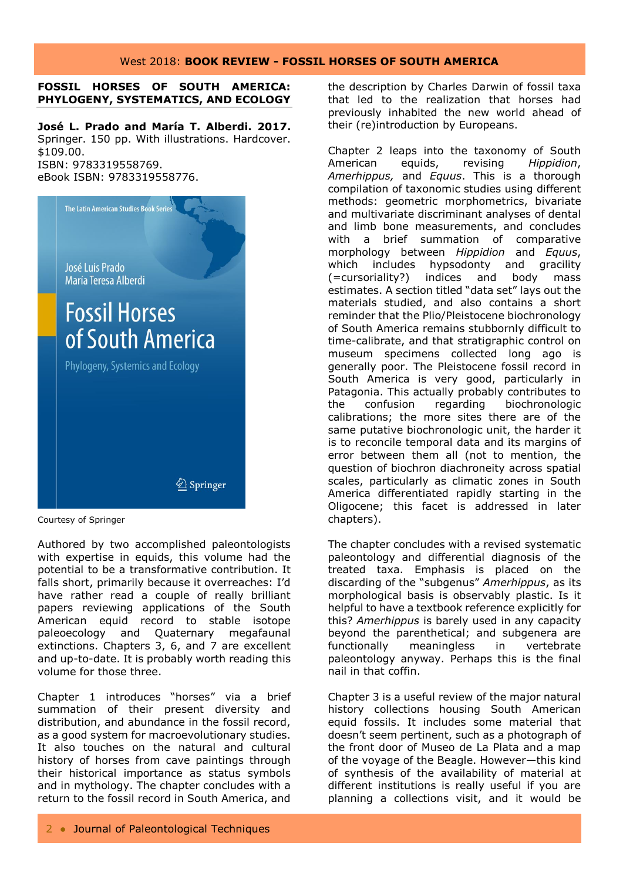**FOSSIL HORSES OF SOUTH AMERICA: PHYLOGENY, SYSTEMATICS, AND ECOLOGY**

**José L. Prado and María T. Alberdi. 2017.** Springer. 150 pp. With illustrations. Hardcover. $109.00.
ISBN: 9783319558769.
eBook ISBN: 9783319558776.

Courtesy of Springer

Authored by two accomplished paleontologists with expertise in equids, this volume had the potential to be a transformative contribution. It falls short, primarily because it overreaches: I'd have rather read a couple of really brilliant papers reviewing applications of the South American equid record to stable isotope paleoecology and Quaternary megafaunal extinctions. Chapters 3, 6, and 7 are excellent and up-to-date. It is probably worth reading this volume for those three.

Chapter 1 introduces "horses" via a brief summation of their present diversity and distribution, and abundance in the fossil record, as a good system for macroevolutionary studies. It also touches on the natural and cultural history of horses from cave paintings through their historical importance as status symbols and in mythology. The chapter concludes with a return to the fossil record in South America, and the description by Charles Darwin of fossil taxa that led to the realization that horses had previously inhabited the new world ahead of their (re)introduction by Europeans.

Chapter 2 leaps into the taxonomy of South American equids, revising *Hippidion*, *Amerhippus,* and *Equus*. This is a thorough compilation of taxonomic studies using different methods: geometric morphometrics, bivariate and multivariate discriminant analyses of dental and limb bone measurements, and concludes with a brief summation of comparative morphology between *Hippidion* and *Equus*, which includes hypsodonty and gracility (=cursoriality?) indices and body mass estimates. A section titled "data set" lays out the materials studied, and also contains a short reminder that the Plio/Pleistocene biochronology of South America remains stubbornly difficult to time-calibrate, and that stratigraphic control on museum specimens collected long ago is generally poor. The Pleistocene fossil record in South America is very good, particularly in Patagonia. This actually probably contributes to the confusion regarding biochronologic calibrations; the more sites there are of the same putative biochronologic unit, the harder it is to reconcile temporal data and its margins of error between them all (not to mention, the question of biochron diachroneity across spatial scales, particularly as climatic zones in South America differentiated rapidly starting in the Oligocene; this facet is addressed in later chapters).

The chapter concludes with a revised systematic paleontology and differential diagnosis of the treated taxa. Emphasis is placed on the discarding of the "subgenus" *Amerhippus*, as its morphological basis is observably plastic. Is it helpful to have a textbook reference explicitly for this? *Amerhippus* is barely used in any capacity beyond the parenthetical; and subgenera are functionally meaningless in vertebrate paleontology anyway. Perhaps this is the final nail in that coffin.

Chapter 3 is a useful review of the major natural history collections housing South American equid fossils. It includes some material that doesn't seem pertinent, such as a photograph of the front door of Museo de La Plata and a map of the voyage of the Beagle. However—this kind of synthesis of the availability of material at different institutions is really useful if you are planning a collections visit, and it would be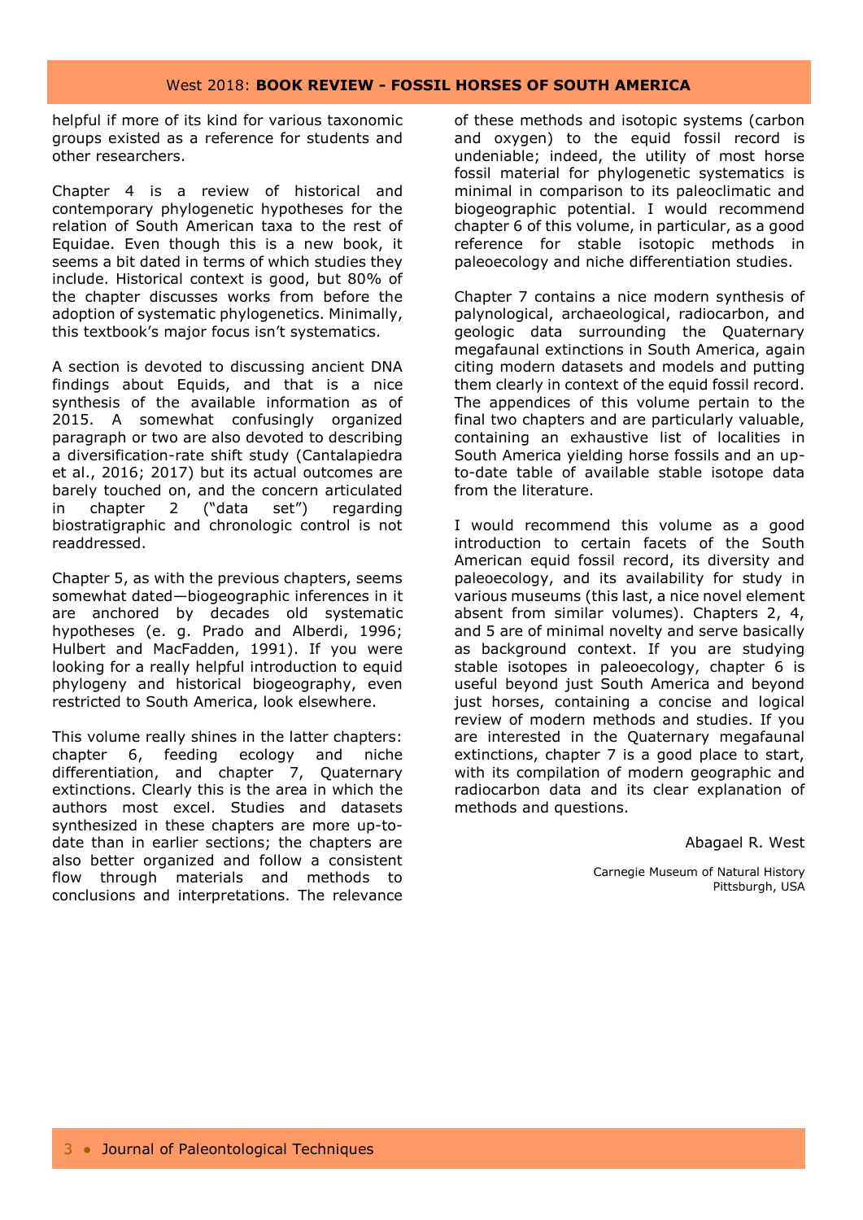helpful if more of its kind for various taxonomic groups existed as a reference for students and other researchers.

Chapter 4 is a review of historical and contemporary phylogenetic hypotheses for the relation of South American taxa to the rest of Equidae. Even though this is a new book, it seems a bit dated in terms of which studies they include. Historical context is good, but 80% of the chapter discusses works from before the adoption of systematic phylogenetics. Minimally, this textbook's major focus isn't systematics.

A section is devoted to discussing ancient DNA findings about Equids, and that is a nice synthesis of the available information as of 2015. A somewhat confusingly organized paragraph or two are also devoted to describing a diversification-rate shift study (Cantalapiedra et al., 2016; 2017) but its actual outcomes are barely touched on, and the concern articulated in chapter 2 ("data set") regarding biostratigraphic and chronologic control is not readdressed.

Chapter 5, as with the previous chapters, seems somewhat dated—biogeographic inferences in it are anchored by decades old systematic hypotheses (e. g. Prado and Alberdi, 1996; Hulbert and MacFadden, 1991). If you were looking for a really helpful introduction to equid phylogeny and historical biogeography, even restricted to South America, look elsewhere.

This volume really shines in the latter chapters: chapter 6, feeding ecology and niche differentiation, and chapter 7, Quaternary extinctions. Clearly this is the area in which the authors most excel. Studies and datasets synthesized in these chapters are more up-to-date than in earlier sections; the chapters are also better organized and follow a consistent flow through materials and methods to conclusions and interpretations. The relevance of these methods and isotopic systems (carbon and oxygen) to the equid fossil record is undeniable; indeed, the utility of most horse fossil material for phylogenetic systematics is minimal in comparison to its paleoclimatic and biogeographic potential. I would recommend chapter 6 of this volume, in particular, as a good reference for stable isotopic methods in paleoecology and niche differentiation studies.

Chapter 7 contains a nice modern synthesis of palynological, archaeological, radiocarbon, and geologic data surrounding the Quaternary megafaunal extinctions in South America, again citing modern datasets and models and putting them clearly in context of the equid fossil record. The appendices of this volume pertain to the final two chapters and are particularly valuable, containing an exhaustive list of localities in South America yielding horse fossils and an up-to-date table of available stable isotope data from the literature.

I would recommend this volume as a good introduction to certain facets of the South American equid fossil record, its diversity and paleoecology, and its availability for study in various museums (this last, a nice novel element absent from similar volumes). Chapters 2, 4, and 5 are of minimal novelty and serve basically as background context. If you are studying stable isotopes in paleoecology, chapter 6 is useful beyond just South America and beyond just horses, containing a concise and logical review of modern methods and studies. If you are interested in the Quaternary megafaunal extinctions, chapter 7 is a good place to start, with its compilation of modern geographic and radiocarbon data and its clear explanation of methods and questions.

Abagael R. West

Carnegie Museum of Natural History
Pittsburgh, USA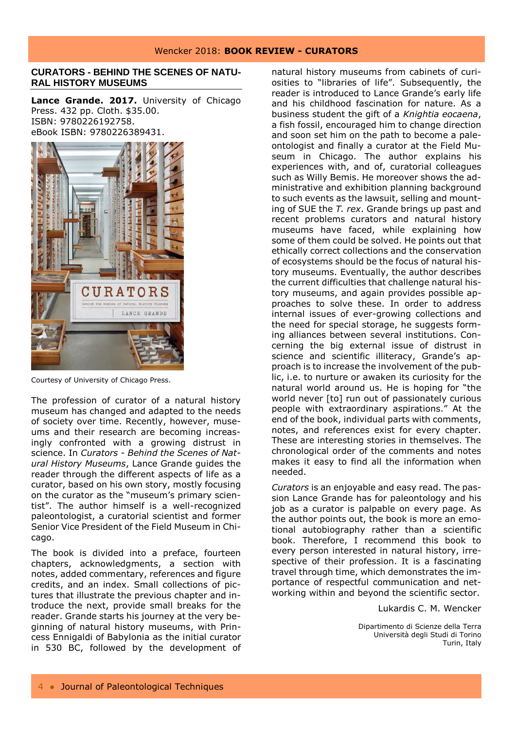## CURATORS - BEHIND THE SCENES OF NATURAL HISTORY MUSEUMS

**Lance Grande. 2017.** University of Chicago Press. 432 pp. Cloth. $35.00.
ISBN: 9780226192758.
eBook ISBN: 9780226389431.

Courtesy of University of Chicago Press.

The profession of curator of a natural history museum has changed and adapted to the needs of society over time. Recently, however, museums and their research are becoming increasingly confronted with a growing distrust in science. In *Curators - Behind the Scenes of Natural History Museums*, Lance Grande guides the reader through the different aspects of life as a curator, based on his own story, mostly focusing on the curator as the "museum's primary scientist". The author himself is a well-recognized paleontologist, a curatorial scientist and former Senior Vice President of the Field Museum in Chicago.

The book is divided into a preface, fourteen chapters, acknowledgments, a section with notes, added commentary, references and figure credits, and an index. Small collections of pictures that illustrate the previous chapter and introduce the next, provide small breaks for the reader. Grande starts his journey at the very beginning of natural history museums, with Princess Ennigaldi of Babylonia as the initial curator in 530 BC, followed by the development of natural history museums from cabinets of curiosities to "libraries of life". Subsequently, the reader is introduced to Lance Grande's early life and his childhood fascination for nature. As a business student the gift of a *Knightia eocaena*, a fish fossil, encouraged him to change direction and soon set him on the path to become a paleontologist and finally a curator at the Field Museum in Chicago. The author explains his experiences with, and of, curatorial colleagues such as Willy Bemis. He moreover shows the administrative and exhibition planning background to such events as the lawsuit, selling and mounting of SUE the *T. rex*. Grande brings up past and recent problems curators and natural history museums have faced, while explaining how some of them could be solved. He points out that ethically correct collections and the conservation of ecosystems should be the focus of natural history museums. Eventually, the author describes the current difficulties that challenge natural history museums, and again provides possible approaches to solve these. In order to address internal issues of ever-growing collections and the need for special storage, he suggests forming alliances between several institutions. Concerning the big external issue of distrust in science and scientific illiteracy, Grande's approach is to increase the involvement of the public, i.e. to nurture or awaken its curiosity for the natural world around us. He is hoping for "the world never [to] run out of passionately curious people with extraordinary aspirations." At the end of the book, individual parts with comments, notes, and references exist for every chapter. These are interesting stories in themselves. The chronological order of the comments and notes makes it easy to find all the information when needed.

*Curators* is an enjoyable and easy read. The passion Lance Grande has for paleontology and his job as a curator is palpable on every page. As the author points out, the book is more an emotional autobiography rather than a scientific book. Therefore, I recommend this book to every person interested in natural history, irrespective of their profession. It is a fascinating travel through time, which demonstrates the importance of respectful communication and networking within and beyond the scientific sector.

Lukardis C. M. Wencker

Dipartimento di Scienze della Terra
Università degli Studi di Torino
Turin, Italy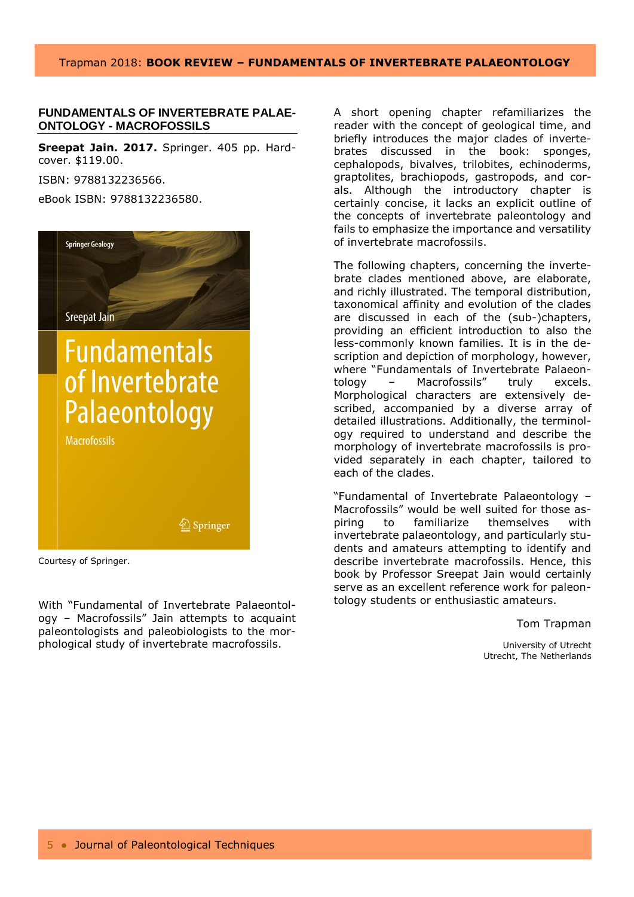## FUNDAMENTALS OF INVERTEBRATE PALAEONTOLOGY - MACROFOSSILS

**Sreepat Jain. 2017.** Springer. 405 pp. Hardcover. $119.00.

ISBN: 9788132236566.

eBook ISBN: 9788132236580.

Courtesy of Springer.

With "Fundamental of Invertebrate Palaeontology – Macrofossils" Jain attempts to acquaint paleontologists and paleobiologists to the morphological study of invertebrate macrofossils.

A short opening chapter refamiliarizes the reader with the concept of geological time, and briefly introduces the major clades of invertebrates discussed in the book: sponges, cephalopods, bivalves, trilobites, echinoderms, graptolites, brachiopods, gastropods, and corals. Although the introductory chapter is certainly concise, it lacks an explicit outline of the concepts of invertebrate paleontology and fails to emphasize the importance and versatility of invertebrate macrofossils.

The following chapters, concerning the invertebrate clades mentioned above, are elaborate, and richly illustrated. The temporal distribution, taxonomical affinity and evolution of the clades are discussed in each of the (sub-)chapters, providing an efficient introduction to also the less-commonly known families. It is in the description and depiction of morphology, however, where "Fundamentals of Invertebrate Palaeontology – Macrofossils" truly excels. Morphological characters are extensively described, accompanied by a diverse array of detailed illustrations. Additionally, the terminology required to understand and describe the morphology of invertebrate macrofossils is provided separately in each chapter, tailored to each of the clades.

"Fundamental of Invertebrate Palaeontology – Macrofossils" would be well suited for those aspiring to familiarize themselves with invertebrate palaeontology, and particularly students and amateurs attempting to identify and describe invertebrate macrofossils. Hence, this book by Professor Sreepat Jain would certainly serve as an excellent reference work for paleontology students or enthusiastic amateurs.

Tom Trapman

University of Utrecht
Utrecht, The Netherlands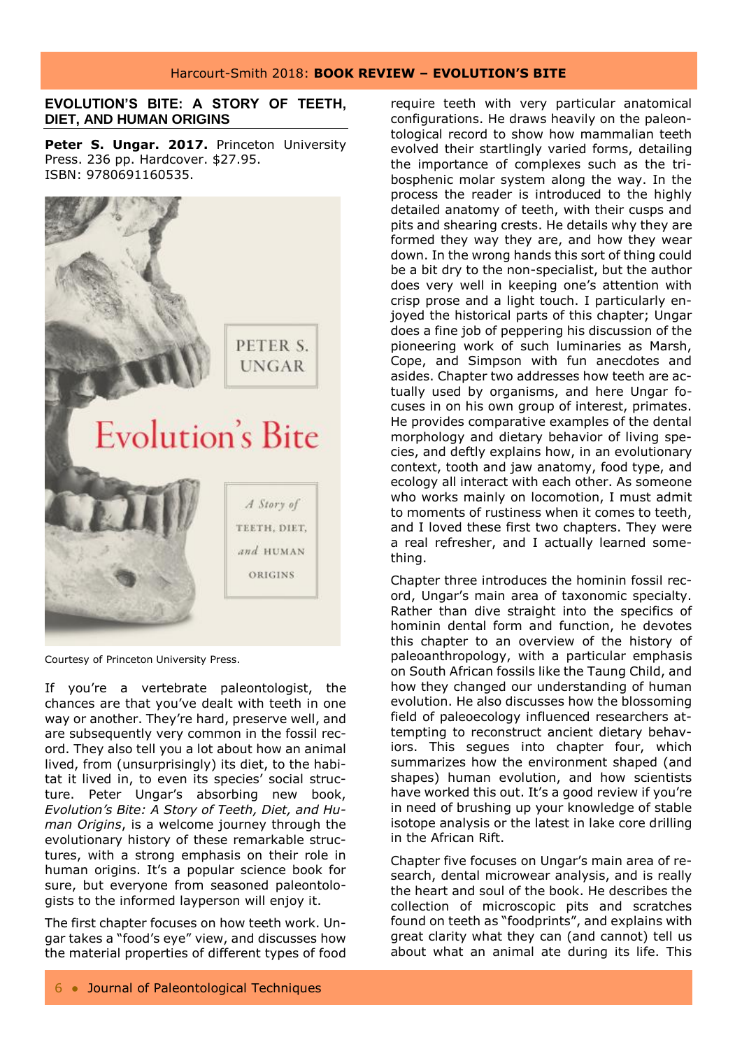## EVOLUTION'S BITE: A STORY OF TEETH, DIET, AND HUMAN ORIGINS

**Peter S. Ungar. 2017.** Princeton University Press. 236 pp. Hardcover. $27.95. ISBN: 9780691160535.

Courtesy of Princeton University Press.

If you're a vertebrate paleontologist, the chances are that you've dealt with teeth in one way or another. They're hard, preserve well, and are subsequently very common in the fossil record. They also tell you a lot about how an animal lived, from (unsurprisingly) its diet, to the habitat it lived in, to even its species' social structure. Peter Ungar's absorbing new book, *Evolution's Bite: A Story of Teeth, Diet, and Human Origins*, is a welcome journey through the evolutionary history of these remarkable structures, with a strong emphasis on their role in human origins. It's a popular science book for sure, but everyone from seasoned paleontologists to the informed layperson will enjoy it.

The first chapter focuses on how teeth work. Ungar takes a "food's eye" view, and discusses how the material properties of different types of food require teeth with very particular anatomical configurations. He draws heavily on the paleontological record to show how mammalian teeth evolved their startlingly varied forms, detailing the importance of complexes such as the tribosphenic molar system along the way. In the process the reader is introduced to the highly detailed anatomy of teeth, with their cusps and pits and shearing crests. He details why they are formed they way they are, and how they wear down. In the wrong hands this sort of thing could be a bit dry to the non-specialist, but the author does very well in keeping one's attention with crisp prose and a light touch. I particularly enjoyed the historical parts of this chapter; Ungar does a fine job of peppering his discussion of the pioneering work of such luminaries as Marsh, Cope, and Simpson with fun anecdotes and asides. Chapter two addresses how teeth are actually used by organisms, and here Ungar focuses in on his own group of interest, primates. He provides comparative examples of the dental morphology and dietary behavior of living species, and deftly explains how, in an evolutionary context, tooth and jaw anatomy, food type, and ecology all interact with each other. As someone who works mainly on locomotion, I must admit to moments of rustiness when it comes to teeth, and I loved these first two chapters. They were a real refresher, and I actually learned something.

Chapter three introduces the hominin fossil record, Ungar's main area of taxonomic specialty. Rather than dive straight into the specifics of hominin dental form and function, he devotes this chapter to an overview of the history of paleoanthropology, with a particular emphasis on South African fossils like the Taung Child, and how they changed our understanding of human evolution. He also discusses how the blossoming field of paleoecology influenced researchers attempting to reconstruct ancient dietary behaviors. This segues into chapter four, which summarizes how the environment shaped (and shapes) human evolution, and how scientists have worked this out. It's a good review if you're in need of brushing up your knowledge of stable isotope analysis or the latest in lake core drilling in the African Rift.

Chapter five focuses on Ungar's main area of research, dental microwear analysis, and is really the heart and soul of the book. He describes the collection of microscopic pits and scratches found on teeth as "foodprints", and explains with great clarity what they can (and cannot) tell us about what an animal ate during its life. This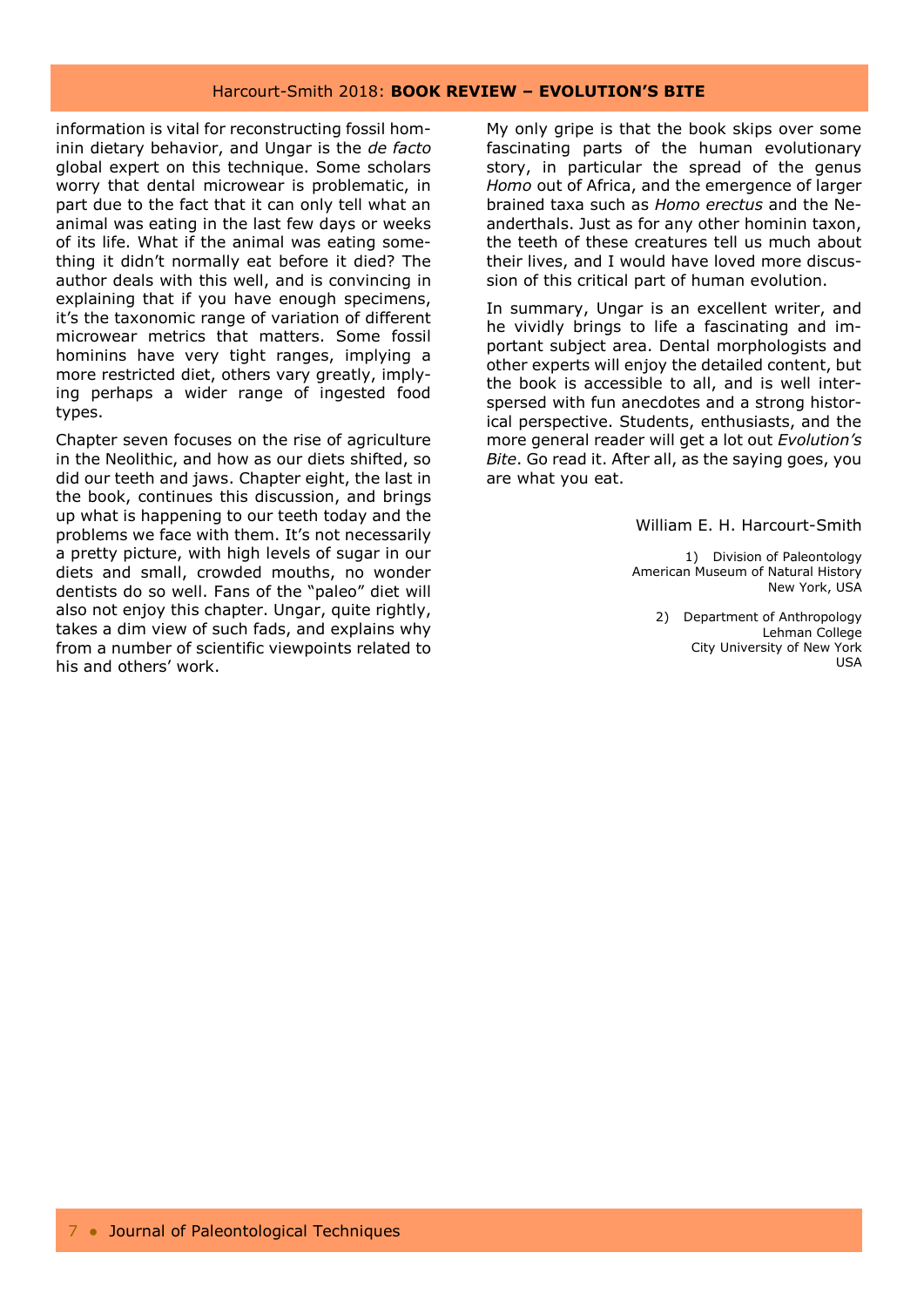information is vital for reconstructing fossil hominin dietary behavior, and Ungar is the *de facto* global expert on this technique. Some scholars worry that dental microwear is problematic, in part due to the fact that it can only tell what an animal was eating in the last few days or weeks of its life. What if the animal was eating something it didn't normally eat before it died? The author deals with this well, and is convincing in explaining that if you have enough specimens, it's the taxonomic range of variation of different microwear metrics that matters. Some fossil hominins have very tight ranges, implying a more restricted diet, others vary greatly, implying perhaps a wider range of ingested food types.

Chapter seven focuses on the rise of agriculture in the Neolithic, and how as our diets shifted, so did our teeth and jaws. Chapter eight, the last in the book, continues this discussion, and brings up what is happening to our teeth today and the problems we face with them. It's not necessarily a pretty picture, with high levels of sugar in our diets and small, crowded mouths, no wonder dentists do so well. Fans of the "paleo" diet will also not enjoy this chapter. Ungar, quite rightly, takes a dim view of such fads, and explains why from a number of scientific viewpoints related to his and others' work.

My only gripe is that the book skips over some fascinating parts of the human evolutionary story, in particular the spread of the genus *Homo* out of Africa, and the emergence of larger brained taxa such as *Homo erectus* and the Neanderthals. Just as for any other hominin taxon, the teeth of these creatures tell us much about their lives, and I would have loved more discussion of this critical part of human evolution.

In summary, Ungar is an excellent writer, and he vividly brings to life a fascinating and important subject area. Dental morphologists and other experts will enjoy the detailed content, but the book is accessible to all, and is well interspersed with fun anecdotes and a strong historical perspective. Students, enthusiasts, and the more general reader will get a lot out *Evolution's Bite*. Go read it. After all, as the saying goes, you are what you eat.

William E. H. Harcourt-Smith

1) Division of Paleontology
American Museum of Natural History
New York, USA

2) Department of Anthropology
Lehman College
City University of New York
USA